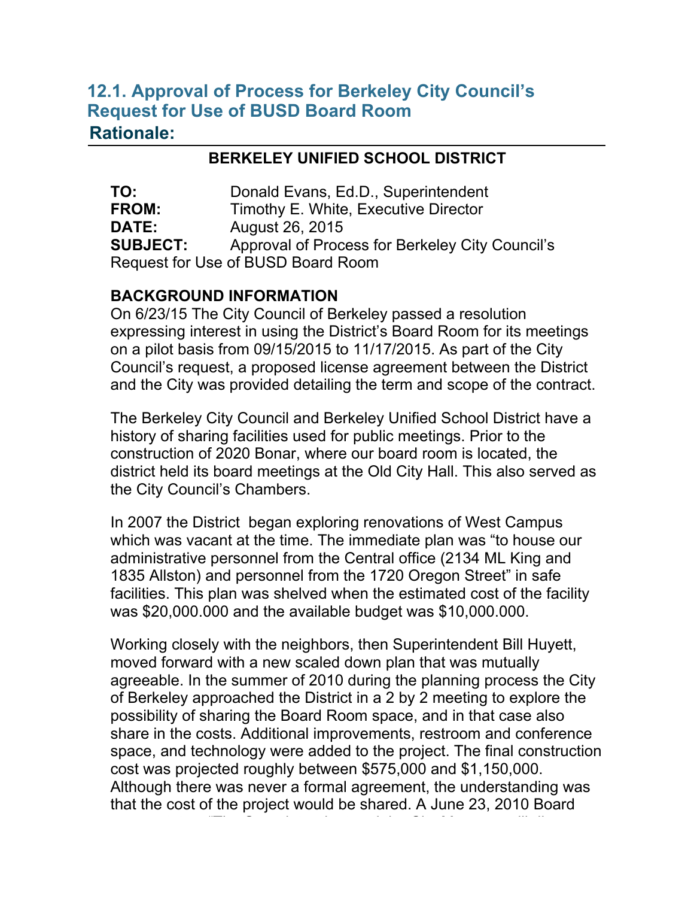## 12.1. Approval of Process for Berkeley City Council's Request for Use of BUSD Board Room

### Rationale:

**BERKELEY UNIFIED SCHOOL DISTRICT**

**TO:** Donald Evans, Ed.D., Superintendent
**FROM:** Timothy E. White, Executive Director
**DATE:** August 26, 2015
**SUBJECT:** Approval of Process for Berkeley City Council's Request for Use of BUSD Board Room

**BACKGROUND INFORMATION**

On 6/23/15 The City Council of Berkeley passed a resolution expressing interest in using the District's Board Room for its meetings on a pilot basis from 09/15/2015 to 11/17/2015. As part of the City Council's request, a proposed license agreement between the District and the City was provided detailing the term and scope of the contract.

The Berkeley City Council and Berkeley Unified School District have a history of sharing facilities used for public meetings. Prior to the construction of 2020 Bonar, where our board room is located, the district held its board meetings at the Old City Hall. This also served as the City Council's Chambers.

In 2007 the District began exploring renovations of West Campus which was vacant at the time. The immediate plan was "to house our administrative personnel from the Central office (2134 ML King and 1835 Allston) and personnel from the 1720 Oregon Street" in safe facilities. This plan was shelved when the estimated cost of the facility was $20,000.000 and the available budget was $10,000.000.

Working closely with the neighbors, then Superintendent Bill Huyett, moved forward with a new scaled down plan that was mutually agreeable. In the summer of 2010 during the planning process the City of Berkeley approached the District in a 2 by 2 meeting to explore the possibility of sharing the Board Room space, and in that case also share in the costs. Additional improvements, restroom and conference space, and technology were added to the project. The final construction cost was projected roughly between $575,000 and $1,150,000. Although there was never a formal agreement, the understanding was that the cost of the project would be shared. A June 23, 2010 Board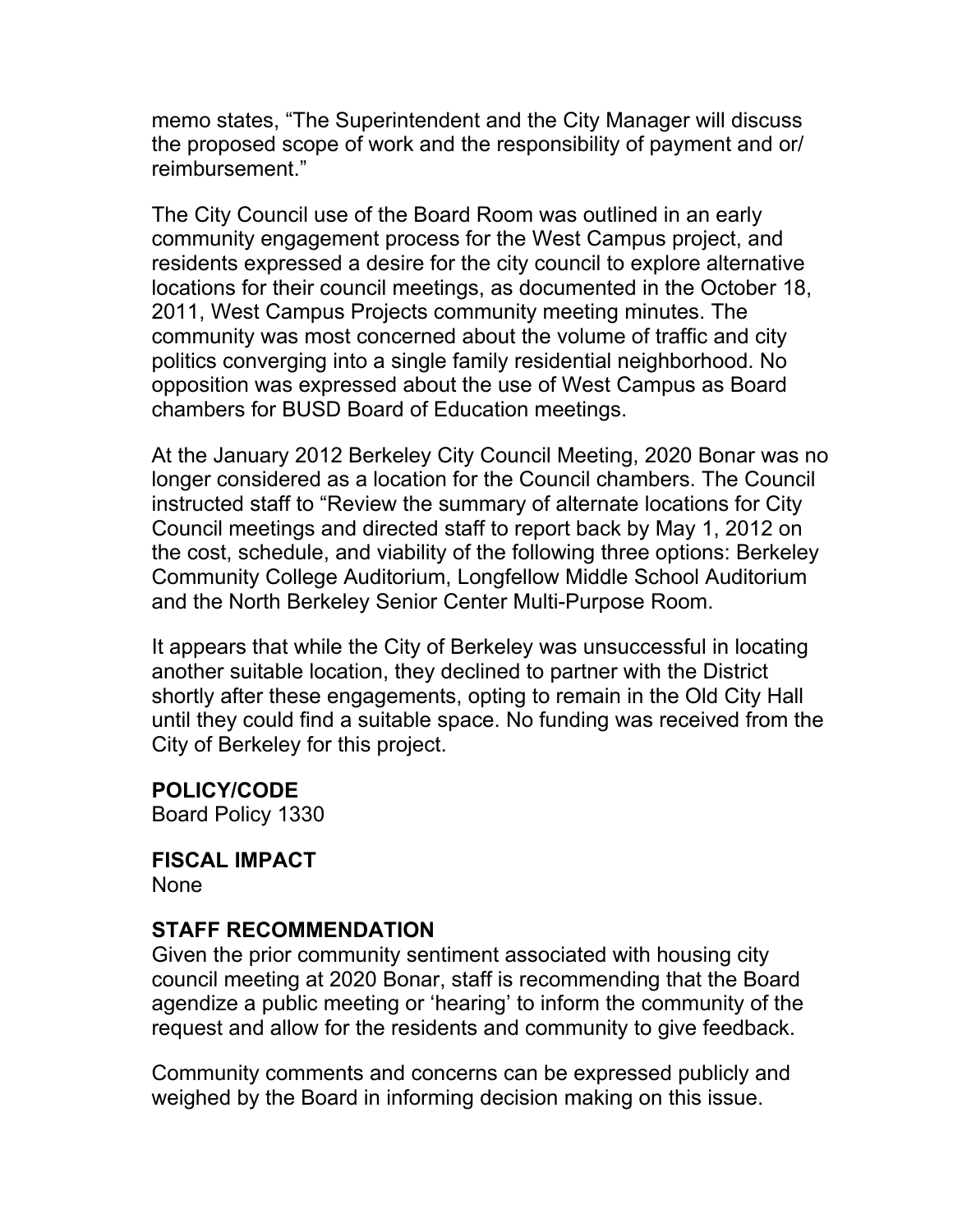memo states, "The Superintendent and the City Manager will discuss the proposed scope of work and the responsibility of payment and or/ reimbursement."

The City Council use of the Board Room was outlined in an early community engagement process for the West Campus project, and residents expressed a desire for the city council to explore alternative locations for their council meetings, as documented in the October 18, 2011, West Campus Projects community meeting minutes. The community was most concerned about the volume of traffic and city politics converging into a single family residential neighborhood. No opposition was expressed about the use of West Campus as Board chambers for BUSD Board of Education meetings.

At the January 2012 Berkeley City Council Meeting, 2020 Bonar was no longer considered as a location for the Council chambers. The Council instructed staff to "Review the summary of alternate locations for City Council meetings and directed staff to report back by May 1, 2012 on the cost, schedule, and viability of the following three options: Berkeley Community College Auditorium, Longfellow Middle School Auditorium and the North Berkeley Senior Center Multi-Purpose Room.

It appears that while the City of Berkeley was unsuccessful in locating another suitable location, they declined to partner with the District shortly after these engagements, opting to remain in the Old City Hall until they could find a suitable space. No funding was received from the City of Berkeley for this project.

**POLICY/CODE**
Board Policy 1330

**FISCAL IMPACT**
None

**STAFF RECOMMENDATION**
Given the prior community sentiment associated with housing city council meeting at 2020 Bonar, staff is recommending that the Board agendize a public meeting or 'hearing' to inform the community of the request and allow for the residents and community to give feedback.

Community comments and concerns can be expressed publicly and weighed by the Board in informing decision making on this issue.